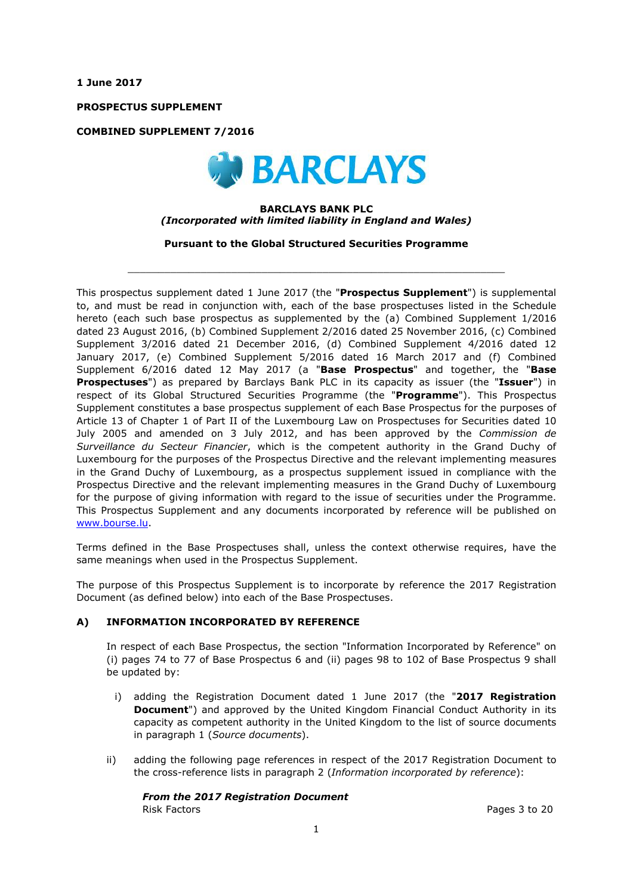**1 June 2017**

**PROSPECTUS SUPPLEMENT**

**COMBINED SUPPLEMENT 7/2016**

**BARCLAYS BANK PLC**
***(Incorporated with limited liability in England and Wales)***

**Pursuant to the Global Structured Securities Programme**

---

This prospectus supplement dated 1 June 2017 (the "**Prospectus Supplement**") is supplemental to, and must be read in conjunction with, each of the base prospectuses listed in the Schedule hereto (each such base prospectus as supplemented by the (a) Combined Supplement 1/2016 dated 23 August 2016, (b) Combined Supplement 2/2016 dated 25 November 2016, (c) Combined Supplement 3/2016 dated 21 December 2016, (d) Combined Supplement 4/2016 dated 12 January 2017, (e) Combined Supplement 5/2016 dated 16 March 2017 and (f) Combined Supplement 6/2016 dated 12 May 2017 (a "**Base Prospectus**" and together, the "**Base Prospectuses**") as prepared by Barclays Bank PLC in its capacity as issuer (the "**Issuer**") in respect of its Global Structured Securities Programme (the "**Programme**"). This Prospectus Supplement constitutes a base prospectus supplement of each Base Prospectus for the purposes of Article 13 of Chapter 1 of Part II of the Luxembourg Law on Prospectuses for Securities dated 10 July 2005 and amended on 3 July 2012, and has been approved by the *Commission de Surveillance du Secteur Financier*, which is the competent authority in the Grand Duchy of Luxembourg for the purposes of the Prospectus Directive and the relevant implementing measures in the Grand Duchy of Luxembourg, as a prospectus supplement issued in compliance with the Prospectus Directive and the relevant implementing measures in the Grand Duchy of Luxembourg for the purpose of giving information with regard to the issue of securities under the Programme. This Prospectus Supplement and any documents incorporated by reference will be published on www.bourse.lu.

Terms defined in the Base Prospectuses shall, unless the context otherwise requires, have the same meanings when used in the Prospectus Supplement.

The purpose of this Prospectus Supplement is to incorporate by reference the 2017 Registration Document (as defined below) into each of the Base Prospectuses.

## A) INFORMATION INCORPORATED BY REFERENCE

In respect of each Base Prospectus, the section "Information Incorporated by Reference" on (i) pages 74 to 77 of Base Prospectus 6 and (ii) pages 98 to 102 of Base Prospectus 9 shall be updated by:

i) adding the Registration Document dated 1 June 2017 (the "**2017 Registration Document**") and approved by the United Kingdom Financial Conduct Authority in its capacity as competent authority in the United Kingdom to the list of source documents in paragraph 1 (*Source documents*).

ii) adding the following page references in respect of the 2017 Registration Document to the cross-reference lists in paragraph 2 (*Information incorporated by reference*):

***From the 2017 Registration Document***

| | |
|---|---|
| Risk Factors | Pages 3 to 20 |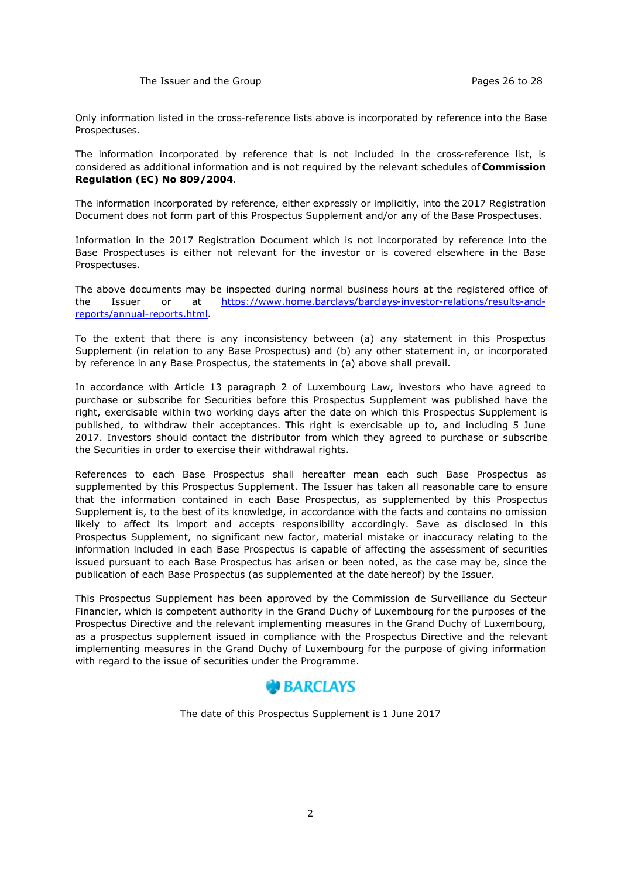| The Issuer and the Group | Pages 26 to 28 |
| --- | --- |

Only information listed in the cross-reference lists above is incorporated by reference into the Base Prospectuses.

The information incorporated by reference that is not included in the cross-reference list, is considered as additional information and is not required by the relevant schedules of **Commission Regulation (EC) No 809/2004**.

The information incorporated by reference, either expressly or implicitly, into the 2017 Registration Document does not form part of this Prospectus Supplement and/or any of the Base Prospectuses.

Information in the 2017 Registration Document which is not incorporated by reference into the Base Prospectuses is either not relevant for the investor or is covered elsewhere in the Base Prospectuses.

The above documents may be inspected during normal business hours at the registered office of the Issuer or at https://www.home.barclays/barclays-investor-relations/results-and-reports/annual-reports.html.

To the extent that there is any inconsistency between (a) any statement in this Prospectus Supplement (in relation to any Base Prospectus) and (b) any other statement in, or incorporated by reference in any Base Prospectus, the statements in (a) above shall prevail.

In accordance with Article 13 paragraph 2 of Luxembourg Law, investors who have agreed to purchase or subscribe for Securities before this Prospectus Supplement was published have the right, exercisable within two working days after the date on which this Prospectus Supplement is published, to withdraw their acceptances. This right is exercisable up to, and including 5 June 2017. Investors should contact the distributor from which they agreed to purchase or subscribe the Securities in order to exercise their withdrawal rights.

References to each Base Prospectus shall hereafter mean each such Base Prospectus as supplemented by this Prospectus Supplement. The Issuer has taken all reasonable care to ensure that the information contained in each Base Prospectus, as supplemented by this Prospectus Supplement is, to the best of its knowledge, in accordance with the facts and contains no omission likely to affect its import and accepts responsibility accordingly. Save as disclosed in this Prospectus Supplement, no significant new factor, material mistake or inaccuracy relating to the information included in each Base Prospectus is capable of affecting the assessment of securities issued pursuant to each Base Prospectus has arisen or been noted, as the case may be, since the publication of each Base Prospectus (as supplemented at the date hereof) by the Issuer.

This Prospectus Supplement has been approved by the Commission de Surveillance du Secteur Financier, which is competent authority in the Grand Duchy of Luxembourg for the purposes of the Prospectus Directive and the relevant implementing measures in the Grand Duchy of Luxembourg, as a prospectus supplement issued in compliance with the Prospectus Directive and the relevant implementing measures in the Grand Duchy of Luxembourg for the purpose of giving information with regard to the issue of securities under the Programme.

BARCLAYS

The date of this Prospectus Supplement is 1 June 2017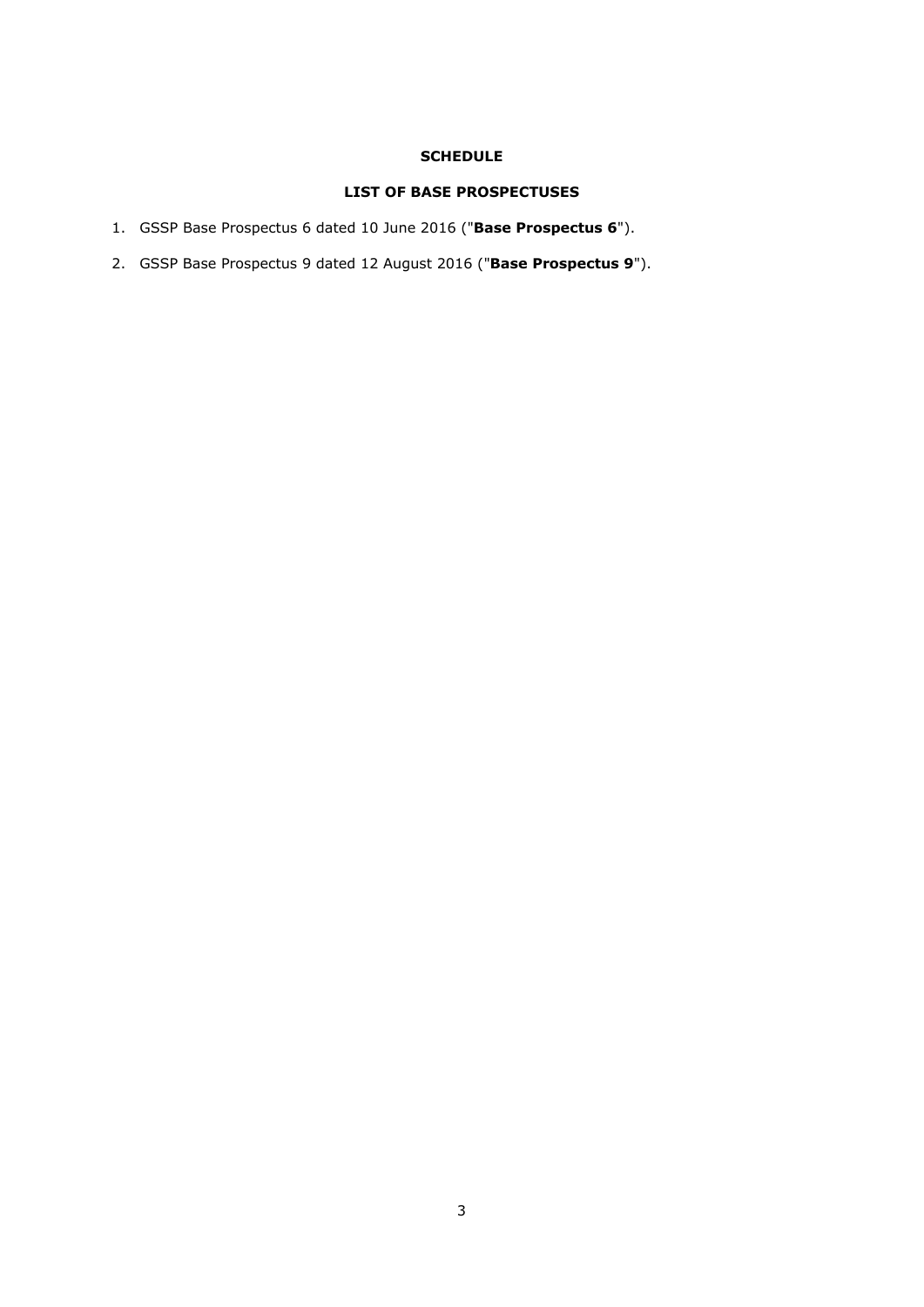## SCHEDULE

## LIST OF BASE PROSPECTUSES

1. GSSP Base Prospectus 6 dated 10 June 2016 ("**Base Prospectus 6**").
2. GSSP Base Prospectus 9 dated 12 August 2016 ("**Base Prospectus 9**").